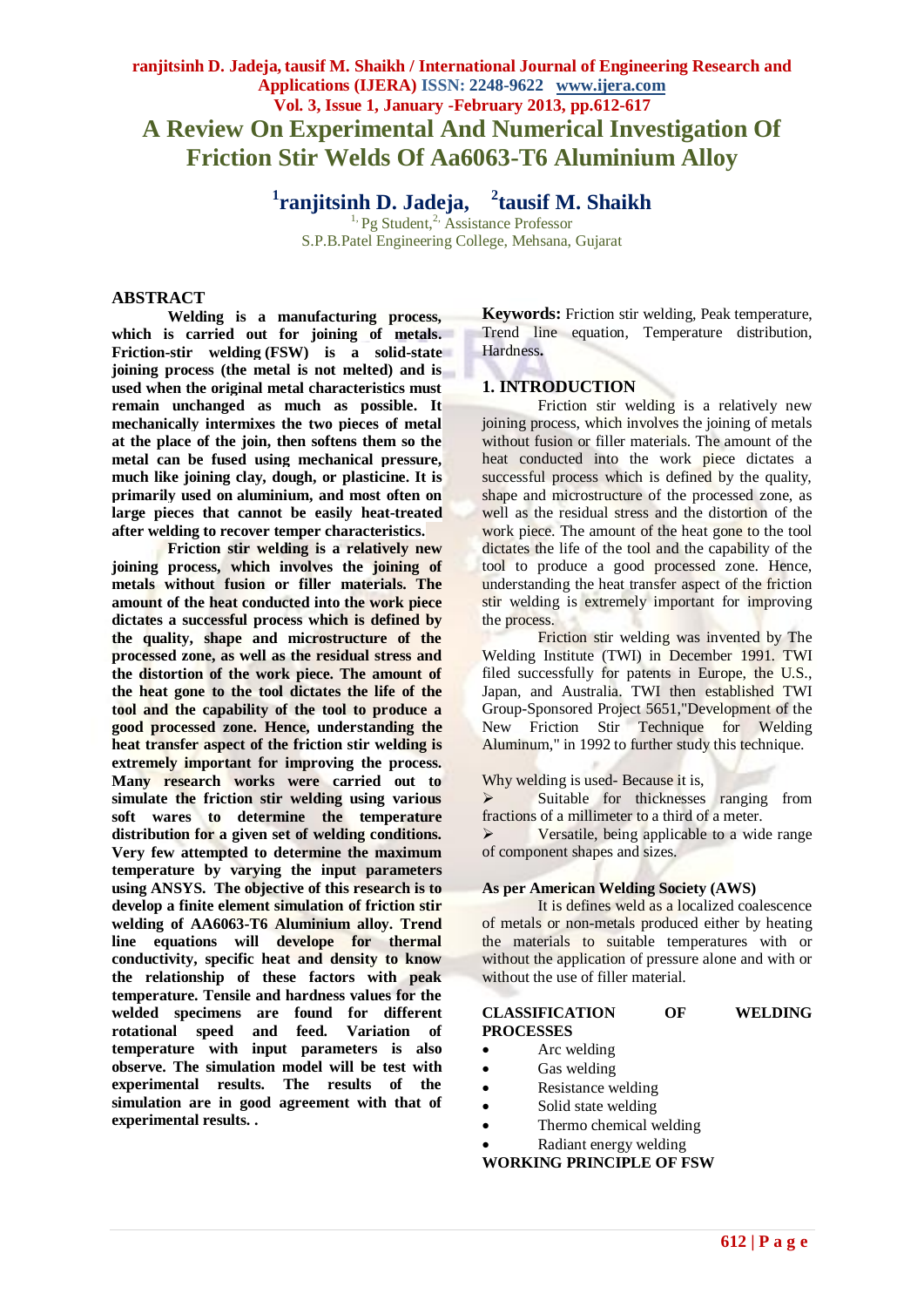# A Review On Experimental And Numerical Investigation Of Friction Stir Welds Of Aa6063-T6 Aluminium Alloy

**[1]ranjitsinh D. Jadeja, [2]tausif M. Shaikh**

[1,] Pg Student,[2,] Assistance Professor
S.P.B.Patel Engineering College, Mehsana, Gujarat

## ABSTRACT

**Welding is a manufacturing process, which is carried out for joining of metals. Friction-stir welding (FSW) is a solid-state joining process (the metal is not melted) and is used when the original metal characteristics must remain unchanged as much as possible. It mechanically intermixes the two pieces of metal at the place of the join, then softens them so the metal can be fused using mechanical pressure, much like joining clay, dough, or plasticine. It is primarily used on aluminium, and most often on large pieces that cannot be easily heat-treated after welding to recover temper characteristics.**

**Friction stir welding is a relatively new joining process, which involves the joining of metals without fusion or filler materials. The amount of the heat conducted into the work piece dictates a successful process which is defined by the quality, shape and microstructure of the processed zone, as well as the residual stress and the distortion of the work piece. The amount of the heat gone to the tool dictates the life of the tool and the capability of the tool to produce a good processed zone. Hence, understanding the heat transfer aspect of the friction stir welding is extremely important for improving the process. Many research works were carried out to simulate the friction stir welding using various soft wares to determine the temperature distribution for a given set of welding conditions. Very few attempted to determine the maximum temperature by varying the input parameters using ANSYS. The objective of this research is to develop a finite element simulation of friction stir welding of AA6063-T6 Aluminium alloy. Trend line equations will develope for thermal conductivity, specific heat and density to know the relationship of these factors with peak temperature. Tensile and hardness values for the welded specimens are found for different rotational speed and feed. Variation of temperature with input parameters is also observe. The simulation model will be test with experimental results. The results of the simulation are in good agreement with that of experimental results. .**

**Keywords:** Friction stir welding, Peak temperature, Trend line equation, Temperature distribution, Hardness.

## 1. INTRODUCTION

Friction stir welding is a relatively new joining process, which involves the joining of metals without fusion or filler materials. The amount of the heat conducted into the work piece dictates a successful process which is defined by the quality, shape and microstructure of the processed zone, as well as the residual stress and the distortion of the work piece. The amount of the heat gone to the tool dictates the life of the tool and the capability of the tool to produce a good processed zone. Hence, understanding the heat transfer aspect of the friction stir welding is extremely important for improving the process.

Friction stir welding was invented by The Welding Institute (TWI) in December 1991. TWI filed successfully for patents in Europe, the U.S., Japan, and Australia. TWI then established TWI Group-Sponsored Project 5651,"Development of the New Friction Stir Technique for Welding Aluminum," in 1992 to further study this technique.

Why welding is used- Because it is,

- Suitable for thicknesses ranging from fractions of a millimeter to a third of a meter.
- Versatile, being applicable to a wide range of component shapes and sizes.

**As per American Welding Society (AWS)**

It is defines weld as a localized coalescence of metals or non-metals produced either by heating the materials to suitable temperatures with or without the application of pressure alone and with or without the use of filler material.

**CLASSIFICATION OF WELDING PROCESSES**

- Arc welding
- Gas welding
- Resistance welding
- Solid state welding
- Thermo chemical welding
- Radiant energy welding

**WORKING PRINCIPLE OF FSW**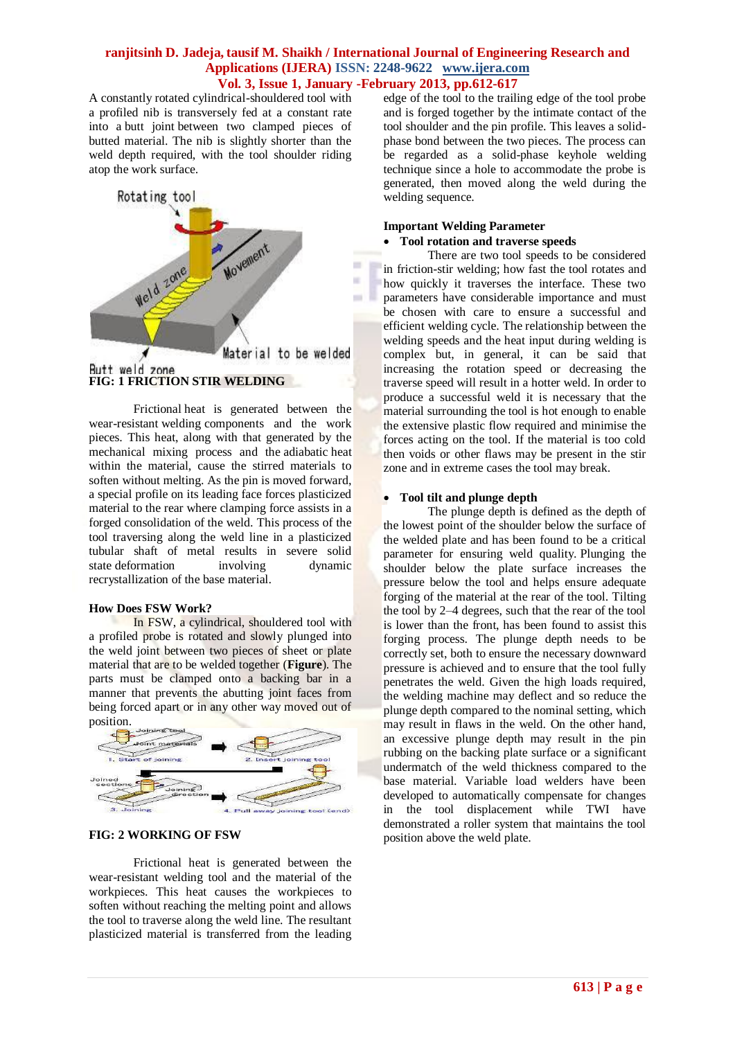A constantly rotated cylindrical-shouldered tool with a profiled nib is transversely fed at a constant rate into a butt joint between two clamped pieces of butted material. The nib is slightly shorter than the weld depth required, with the tool shoulder riding atop the work surface.

Rotating tool

Weld zone

Movement

Material to be welded

Butt weld zone

**FIG: 1 FRICTION STIR WELDING**

Frictional heat is generated between the wear-resistant welding components and the work pieces. This heat, along with that generated by the mechanical mixing process and the adiabatic heat within the material, cause the stirred materials to soften without melting. As the pin is moved forward, a special profile on its leading face forces plasticized material to the rear where clamping force assists in a forged consolidation of the weld. This process of the tool traversing along the weld line in a plasticized tubular shaft of metal results in severe solid state deformation involving dynamic recrystallization of the base material.

### How Does FSW Work?

In FSW, a cylindrical, shouldered tool with a profiled probe is rotated and slowly plunged into the weld joint between two pieces of sheet or plate material that are to be welded together (**Figure**). The parts must be clamped onto a backing bar in a manner that prevents the abutting joint faces from being forced apart or in any other way moved out of position.

Joining tool

Joint materials

1. Start of joining

2. Insert joining tool

Joined sections

Joining direction

3. Joining

4. Pull away joining tool (end)

**FIG: 2 WORKING OF FSW**

Frictional heat is generated between the wear-resistant welding tool and the material of the workpieces. This heat causes the workpieces to soften without reaching the melting point and allows the tool to traverse along the weld line. The resultant plasticized material is transferred from the leading edge of the tool to the trailing edge of the tool probe and is forged together by the intimate contact of the tool shoulder and the pin profile. This leaves a solid-phase bond between the two pieces. The process can be regarded as a solid-phase keyhole welding technique since a hole to accommodate the probe is generated, then moved along the weld during the welding sequence.

### Important Welding Parameter

- **Tool rotation and traverse speeds**

There are two tool speeds to be considered in friction-stir welding; how fast the tool rotates and how quickly it traverses the interface. These two parameters have considerable importance and must be chosen with care to ensure a successful and efficient welding cycle. The relationship between the welding speeds and the heat input during welding is complex but, in general, it can be said that increasing the rotation speed or decreasing the traverse speed will result in a hotter weld. In order to produce a successful weld it is necessary that the material surrounding the tool is hot enough to enable the extensive plastic flow required and minimise the forces acting on the tool. If the material is too cold then voids or other flaws may be present in the stir zone and in extreme cases the tool may break.

- **Tool tilt and plunge depth**

The plunge depth is defined as the depth of the lowest point of the shoulder below the surface of the welded plate and has been found to be a critical parameter for ensuring weld quality. Plunging the shoulder below the plate surface increases the pressure below the tool and helps ensure adequate forging of the material at the rear of the tool. Tilting the tool by 2–4 degrees, such that the rear of the tool is lower than the front, has been found to assist this forging process. The plunge depth needs to be correctly set, both to ensure the necessary downward pressure is achieved and to ensure that the tool fully penetrates the weld. Given the high loads required, the welding machine may deflect and so reduce the plunge depth compared to the nominal setting, which may result in flaws in the weld. On the other hand, an excessive plunge depth may result in the pin rubbing on the backing plate surface or a significant undermatch of the weld thickness compared to the base material. Variable load welders have been developed to automatically compensate for changes in the tool displacement while TWI have demonstrated a roller system that maintains the tool position above the weld plate.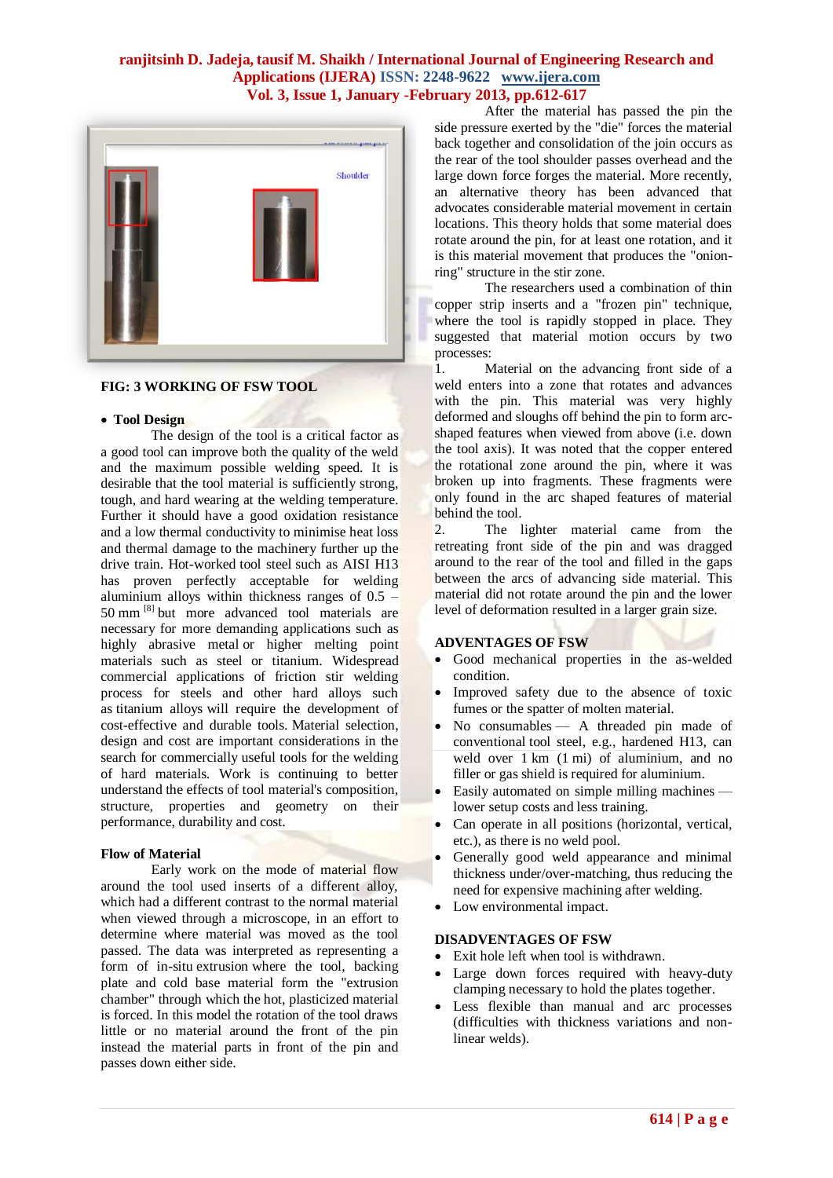FIG: 3 WORKING OF FSW TOOL

- **Tool Design**

The design of the tool is a critical factor as a good tool can improve both the quality of the weld and the maximum possible welding speed. It is desirable that the tool material is sufficiently strong, tough, and hard wearing at the welding temperature. Further it should have a good oxidation resistance and a low thermal conductivity to minimise heat loss and thermal damage to the machinery further up the drive train. Hot-worked tool steel such as AISI H13 has proven perfectly acceptable for welding aluminium alloys within thickness ranges of 0.5 – 50 mm [8] but more advanced tool materials are necessary for more demanding applications such as highly abrasive metal or higher melting point materials such as steel or titanium. Widespread commercial applications of friction stir welding process for steels and other hard alloys such as titanium alloys will require the development of cost-effective and durable tools. Material selection, design and cost are important considerations in the search for commercially useful tools for the welding of hard materials. Work is continuing to better understand the effects of tool material's composition, structure, properties and geometry on their performance, durability and cost.

**Flow of Material**

Early work on the mode of material flow around the tool used inserts of a different alloy, which had a different contrast to the normal material when viewed through a microscope, in an effort to determine where material was moved as the tool passed. The data was interpreted as representing a form of in-situ extrusion where the tool, backing plate and cold base material form the "extrusion chamber" through which the hot, plasticized material is forced. In this model the rotation of the tool draws little or no material around the front of the pin instead the material parts in front of the pin and passes down either side.

After the material has passed the pin the side pressure exerted by the "die" forces the material back together and consolidation of the join occurs as the rear of the tool shoulder passes overhead and the large down force forges the material. More recently, an alternative theory has been advanced that advocates considerable material movement in certain locations. This theory holds that some material does rotate around the pin, for at least one rotation, and it is this material movement that produces the "onion-ring" structure in the stir zone.

The researchers used a combination of thin copper strip inserts and a "frozen pin" technique, where the tool is rapidly stopped in place. They suggested that material motion occurs by two processes:

1. Material on the advancing front side of a weld enters into a zone that rotates and advances with the pin. This material was very highly deformed and sloughs off behind the pin to form arc-shaped features when viewed from above (i.e. down the tool axis). It was noted that the copper entered the rotational zone around the pin, where it was broken up into fragments. These fragments were only found in the arc shaped features of material behind the tool.
2. The lighter material came from the retreating front side of the pin and was dragged around to the rear of the tool and filled in the gaps between the arcs of advancing side material. This material did not rotate around the pin and the lower level of deformation resulted in a larger grain size.

**ADVENTAGES OF FSW**

- Good mechanical properties in the as-welded condition.
- Improved safety due to the absence of toxic fumes or the spatter of molten material.
- No consumables — A threaded pin made of conventional tool steel, e.g., hardened H13, can weld over 1 km (1 mi) of aluminium, and no filler or gas shield is required for aluminium.
- Easily automated on simple milling machines — lower setup costs and less training.
- Can operate in all positions (horizontal, vertical, etc.), as there is no weld pool.
- Generally good weld appearance and minimal thickness under/over-matching, thus reducing the need for expensive machining after welding.
- Low environmental impact.

**DISADVENTAGES OF FSW**

- Exit hole left when tool is withdrawn.
- Large down forces required with heavy-duty clamping necessary to hold the plates together.
- Less flexible than manual and arc processes (difficulties with thickness variations and non-linear welds).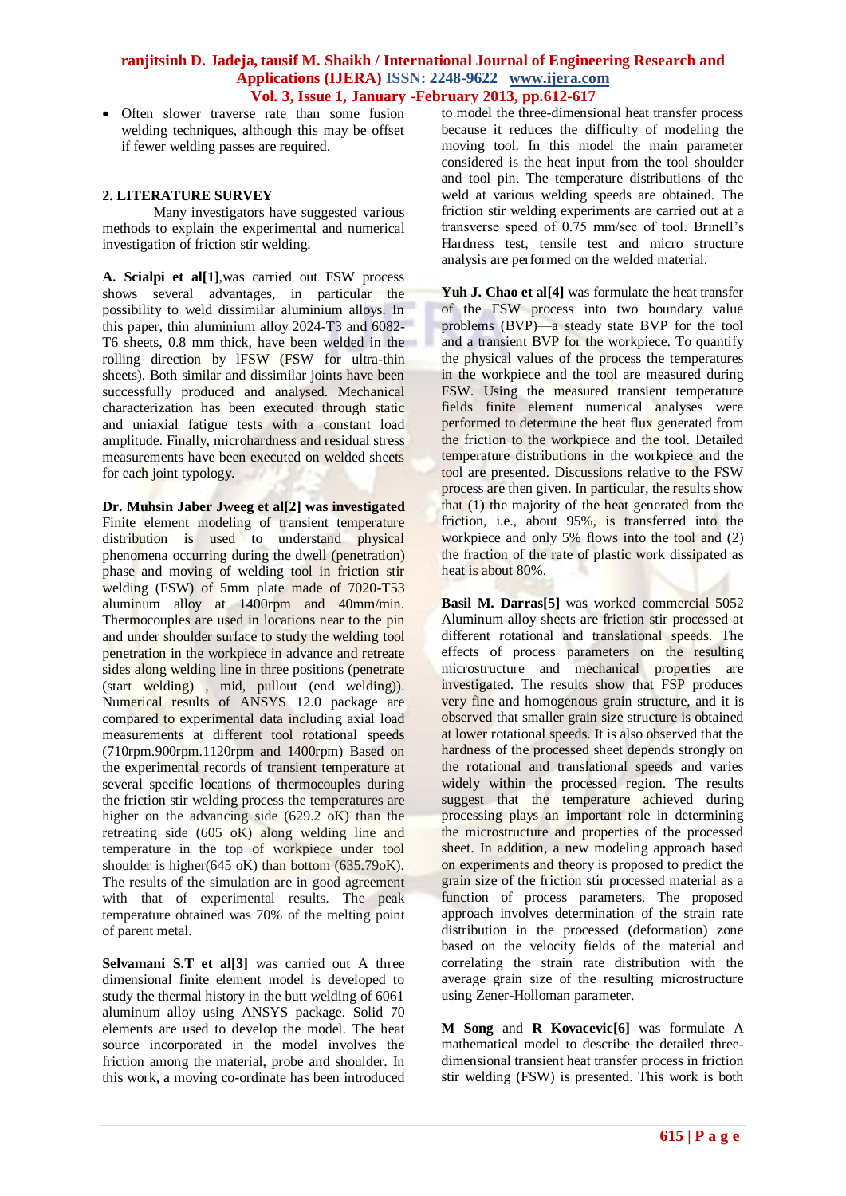- Often slower traverse rate than some fusion welding techniques, although this may be offset if fewer welding passes are required.

## 2. LITERATURE SURVEY

Many investigators have suggested various methods to explain the experimental and numerical investigation of friction stir welding.

**A. Scialpi et al[1]**,was carried out FSW process shows several advantages, in particular the possibility to weld dissimilar aluminium alloys. In this paper, thin aluminium alloy 2024-T3 and 6082-T6 sheets, 0.8 mm thick, have been welded in the rolling direction by lFSW (FSW for ultra-thin sheets). Both similar and dissimilar joints have been successfully produced and analysed. Mechanical characterization has been executed through static and uniaxial fatigue tests with a constant load amplitude. Finally, microhardness and residual stress measurements have been executed on welded sheets for each joint typology.

**Dr. Muhsin Jaber Jweeg et al[2] was investigated** Finite element modeling of transient temperature distribution is used to understand physical phenomena occurring during the dwell (penetration) phase and moving of welding tool in friction stir welding (FSW) of 5mm plate made of 7020-T53 aluminum alloy at 1400rpm and 40mm/min. Thermocouples are used in locations near to the pin and under shoulder surface to study the welding tool penetration in the workpiece in advance and retreate sides along welding line in three positions (penetrate (start welding) , mid, pullout (end welding)). Numerical results of ANSYS 12.0 package are compared to experimental data including axial load measurements at different tool rotational speeds (710rpm.900rpm.1120rpm and 1400rpm) Based on the experimental records of transient temperature at several specific locations of thermocouples during the friction stir welding process the temperatures are higher on the advancing side (629.2 oK) than the retreating side (605 oK) along welding line and temperature in the top of workpiece under tool shoulder is higher(645 oK) than bottom (635.79oK). The results of the simulation are in good agreement with that of experimental results. The peak temperature obtained was 70% of the melting point of parent metal.

**Selvamani S.T et al[3]** was carried out A three dimensional finite element model is developed to study the thermal history in the butt welding of 6061 aluminum alloy using ANSYS package. Solid 70 elements are used to develop the model. The heat source incorporated in the model involves the friction among the material, probe and shoulder. In this work, a moving co-ordinate has been introduced to model the three-dimensional heat transfer process because it reduces the difficulty of modeling the moving tool. In this model the main parameter considered is the heat input from the tool shoulder and tool pin. The temperature distributions of the weld at various welding speeds are obtained. The friction stir welding experiments are carried out at a transverse speed of 0.75 mm/sec of tool. Brinell's Hardness test, tensile test and micro structure analysis are performed on the welded material.

**Yuh J. Chao et al[4]** was formulate the heat transfer of the FSW process into two boundary value problems (BVP)—a steady state BVP for the tool and a transient BVP for the workpiece. To quantify the physical values of the process the temperatures in the workpiece and the tool are measured during FSW. Using the measured transient temperature fields finite element numerical analyses were performed to determine the heat flux generated from the friction to the workpiece and the tool. Detailed temperature distributions in the workpiece and the tool are presented. Discussions relative to the FSW process are then given. In particular, the results show that (1) the majority of the heat generated from the friction, i.e., about 95%, is transferred into the workpiece and only 5% flows into the tool and (2) the fraction of the rate of plastic work dissipated as heat is about 80%.

**Basil M. Darras[5]** was worked commercial 5052 Aluminum alloy sheets are friction stir processed at different rotational and translational speeds. The effects of process parameters on the resulting microstructure and mechanical properties are investigated. The results show that FSP produces very fine and homogenous grain structure, and it is observed that smaller grain size structure is obtained at lower rotational speeds. It is also observed that the hardness of the processed sheet depends strongly on the rotational and translational speeds and varies widely within the processed region. The results suggest that the temperature achieved during processing plays an important role in determining the microstructure and properties of the processed sheet. In addition, a new modeling approach based on experiments and theory is proposed to predict the grain size of the friction stir processed material as a function of process parameters. The proposed approach involves determination of the strain rate distribution in the processed (deformation) zone based on the velocity fields of the material and correlating the strain rate distribution with the average grain size of the resulting microstructure using Zener-Holloman parameter.

**M Song** and **R Kovacevic[6]** was formulate A mathematical model to describe the detailed three-dimensional transient heat transfer process in friction stir welding (FSW) is presented. This work is both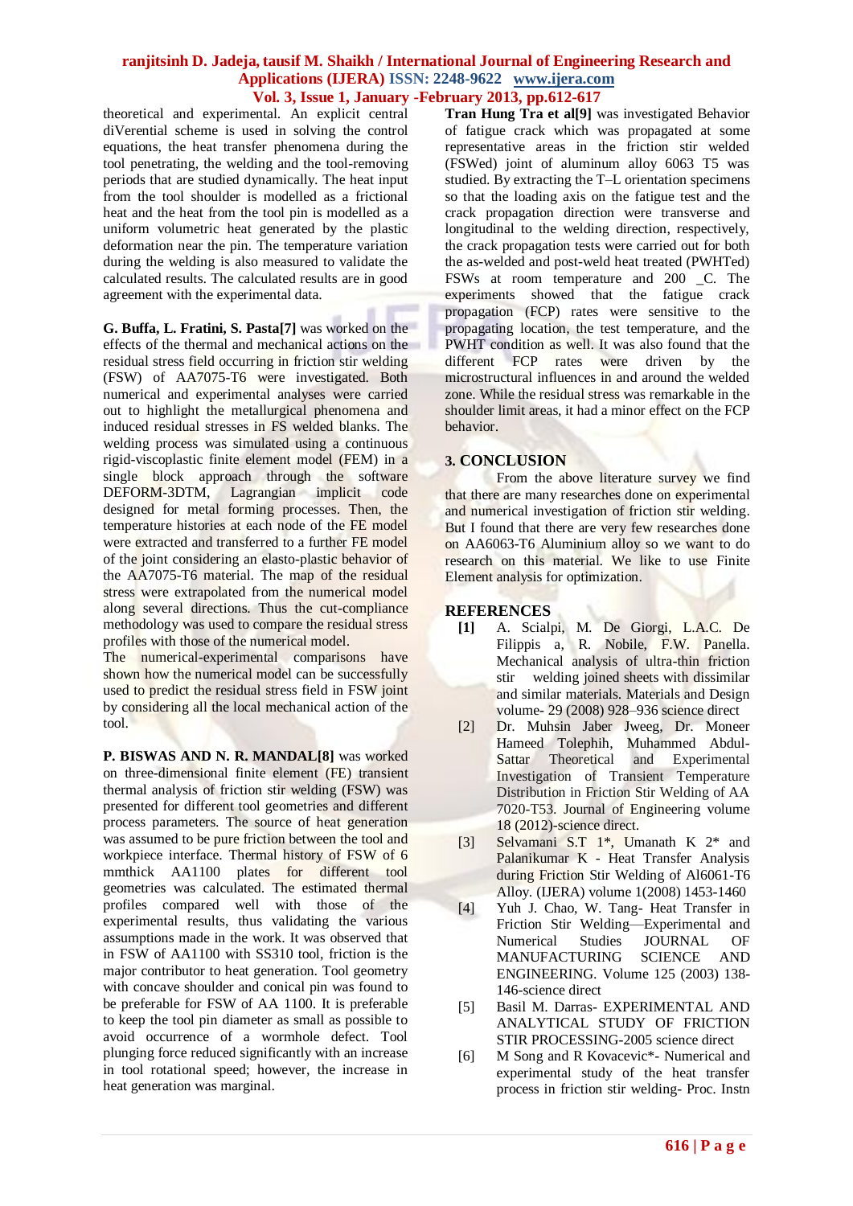theoretical and experimental. An explicit central diVerential scheme is used in solving the control equations, the heat transfer phenomena during the tool penetrating, the welding and the tool-removing periods that are studied dynamically. The heat input from the tool shoulder is modelled as a frictional heat and the heat from the tool pin is modelled as a uniform volumetric heat generated by the plastic deformation near the pin. The temperature variation during the welding is also measured to validate the calculated results. The calculated results are in good agreement with the experimental data.

**G. Buffa, L. Fratini, S. Pasta[7]** was worked on the effects of the thermal and mechanical actions on the residual stress field occurring in friction stir welding (FSW) of AA7075-T6 were investigated. Both numerical and experimental analyses were carried out to highlight the metallurgical phenomena and induced residual stresses in FS welded blanks. The welding process was simulated using a continuous rigid-viscoplastic finite element model (FEM) in a single block approach through the software DEFORM-3DTM, Lagrangian implicit code designed for metal forming processes. Then, the temperature histories at each node of the FE model were extracted and transferred to a further FE model of the joint considering an elasto-plastic behavior of the AA7075-T6 material. The map of the residual stress were extrapolated from the numerical model along several directions. Thus the cut-compliance methodology was used to compare the residual stress profiles with those of the numerical model.
The numerical-experimental comparisons have shown how the numerical model can be successfully used to predict the residual stress field in FSW joint by considering all the local mechanical action of the tool.

**P. BISWAS AND N. R. MANDAL[8]** was worked on three-dimensional finite element (FE) transient thermal analysis of friction stir welding (FSW) was presented for different tool geometries and different process parameters. The source of heat generation was assumed to be pure friction between the tool and workpiece interface. Thermal history of FSW of 6 mmthick AA1100 plates for different tool geometries was calculated. The estimated thermal profiles compared well with those of the experimental results, thus validating the various assumptions made in the work. It was observed that in FSW of AA1100 with SS310 tool, friction is the major contributor to heat generation. Tool geometry with concave shoulder and conical pin was found to be preferable for FSW of AA 1100. It is preferable to keep the tool pin diameter as small as possible to avoid occurrence of a wormhole defect. Tool plunging force reduced significantly with an increase in tool rotational speed; however, the increase in heat generation was marginal.

**Tran Hung Tra et al[9]** was investigated Behavior of fatigue crack which was propagated at some representative areas in the friction stir welded (FSWed) joint of aluminum alloy 6063 T5 was studied. By extracting the T–L orientation specimens so that the loading axis on the fatigue test and the crack propagation direction were transverse and longitudinal to the welding direction, respectively, the crack propagation tests were carried out for both the as-welded and post-weld heat treated (PWHTed) FSWs at room temperature and 200 _C. The experiments showed that the fatigue crack propagation (FCP) rates were sensitive to the propagating location, the test temperature, and the PWHT condition as well. It was also found that the different FCP rates were driven by the microstructural influences in and around the welded zone. While the residual stress was remarkable in the shoulder limit areas, it had a minor effect on the FCP behavior.

## 3. CONCLUSION

From the above literature survey we find that there are many researches done on experimental and numerical investigation of friction stir welding. But I found that there are very few researches done on AA6063-T6 Aluminium alloy so we want to do research on this material. We like to use Finite Element analysis for optimization.

## REFERENCES

- **[1]** A. Scialpi, M. De Giorgi, L.A.C. De Filippis a, R. Nobile, F.W. Panella. Mechanical analysis of ultra-thin friction stir welding joined sheets with dissimilar and similar materials. Materials and Design volume- 29 (2008) 928–936 science direct
- [2] Dr. Muhsin Jaber Jweeg, Dr. Moneer Hameed Tolephih, Muhammed Abdul-Sattar Theoretical and Experimental Investigation of Transient Temperature Distribution in Friction Stir Welding of AA 7020-T53. Journal of Engineering volume 18 (2012)-science direct.
- [3] Selvamani S.T 1*, Umanath K 2* and Palanikumar K - Heat Transfer Analysis during Friction Stir Welding of Al6061-T6 Alloy. (IJERA) volume 1(2008) 1453-1460
- [4] Yuh J. Chao, W. Tang- Heat Transfer in Friction Stir Welding—Experimental and Numerical Studies JOURNAL OF MANUFACTURING SCIENCE AND ENGINEERING. Volume 125 (2003) 138-146-science direct
- [5] Basil M. Darras- EXPERIMENTAL AND ANALYTICAL STUDY OF FRICTION STIR PROCESSING-2005 science direct
- [6] M Song and R Kovacevic*- Numerical and experimental study of the heat transfer process in friction stir welding- Proc. Instn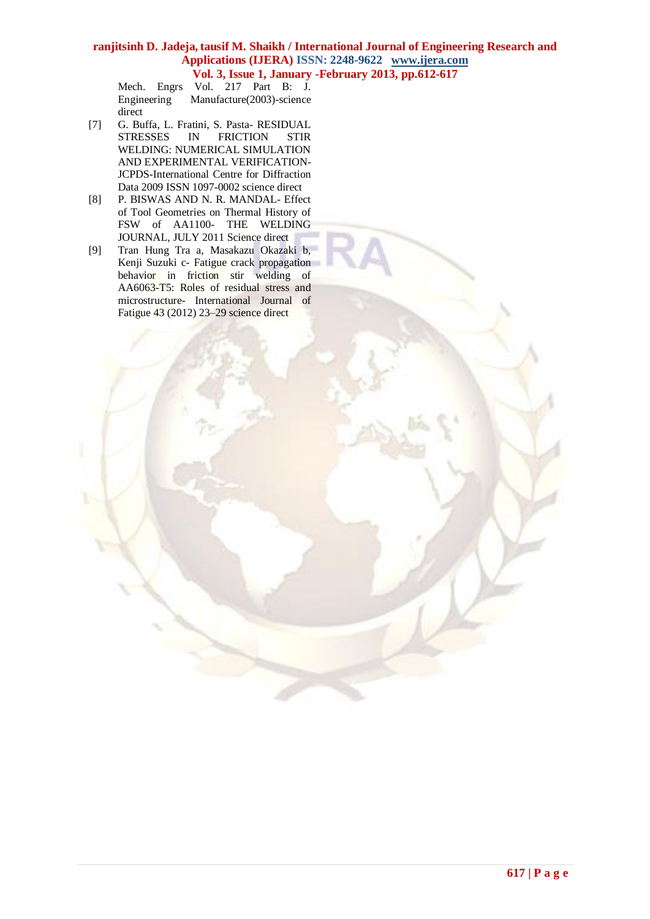Mech. Engrs Vol. 217 Part B: J. Engineering Manufacture(2003)-science direct

[7] G. Buffa, L. Fratini, S. Pasta- RESIDUAL STRESSES IN FRICTION STIR WELDING: NUMERICAL SIMULATION AND EXPERIMENTAL VERIFICATION-JCPDS-International Centre for Diffraction Data 2009 ISSN 1097-0002 science direct

[8] P. BISWAS AND N. R. MANDAL- Effect of Tool Geometries on Thermal History of FSW of AA1100- THE WELDING JOURNAL, JULY 2011 Science direct

[9] Tran Hung Tra a, Masakazu Okazaki b, Kenji Suzuki c- Fatigue crack propagation behavior in friction stir welding of AA6063-T5: Roles of residual stress and microstructure- International Journal of Fatigue 43 (2012) 23–29 science direct